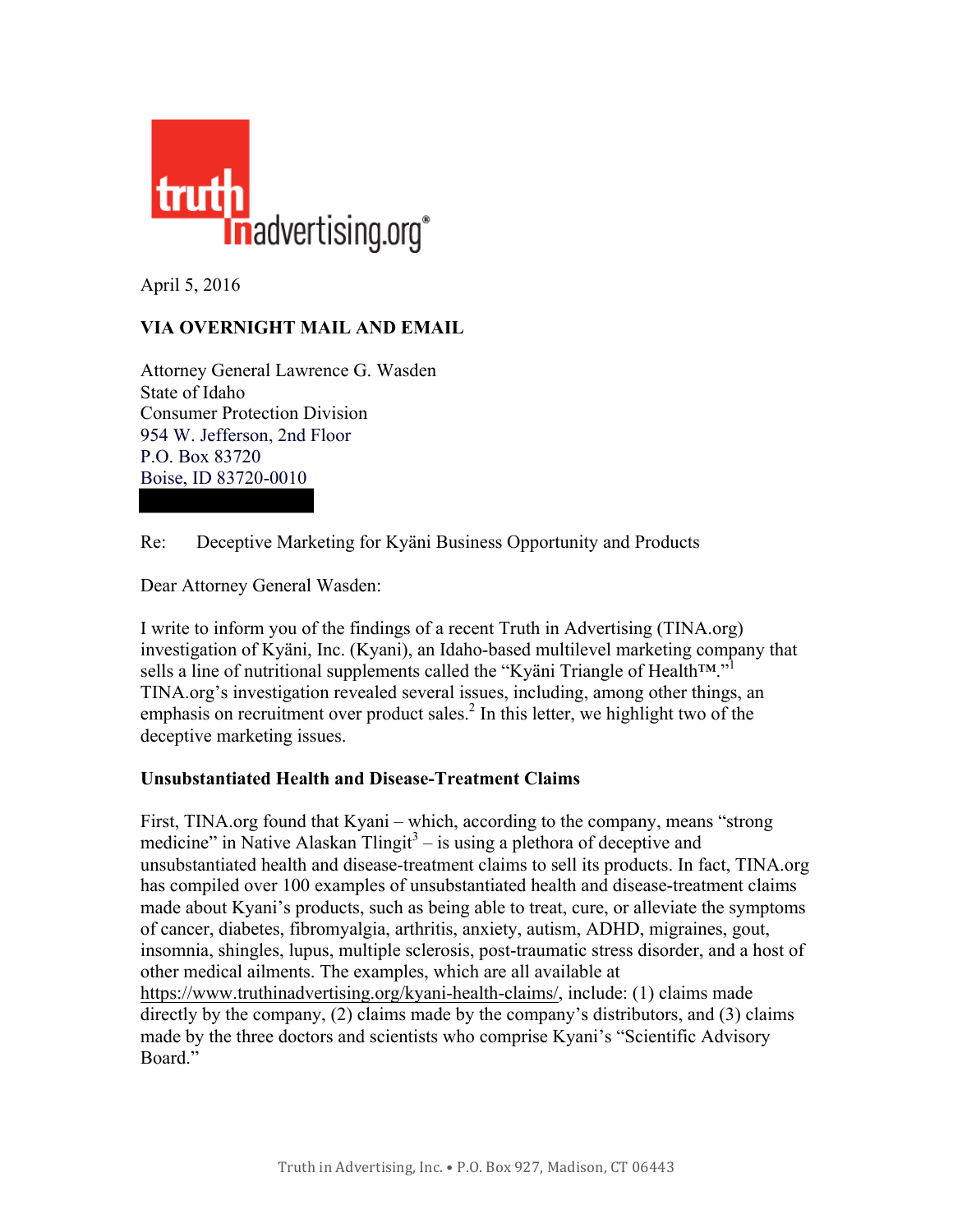truth in advertising.org®

April 5, 2016

**VIA OVERNIGHT MAIL AND EMAIL**

Attorney General Lawrence G. Wasden
State of Idaho
Consumer Protection Division
954 W. Jefferson, 2nd Floor
P.O. Box 83720
Boise, ID 83720-0010

Re: Deceptive Marketing for Kyäni Business Opportunity and Products

Dear Attorney General Wasden:

I write to inform you of the findings of a recent Truth in Advertising (TINA.org) investigation of Kyäni, Inc. (Kyani), an Idaho-based multilevel marketing company that sells a line of nutritional supplements called the "Kyäni Triangle of Health™."[1] TINA.org's investigation revealed several issues, including, among other things, an emphasis on recruitment over product sales.[2] In this letter, we highlight two of the deceptive marketing issues.

**Unsubstantiated Health and Disease-Treatment Claims**

First, TINA.org found that Kyani – which, according to the company, means "strong medicine" in Native Alaskan Tlingit[3] – is using a plethora of deceptive and unsubstantiated health and disease-treatment claims to sell its products. In fact, TINA.org has compiled over 100 examples of unsubstantiated health and disease-treatment claims made about Kyani's products, such as being able to treat, cure, or alleviate the symptoms of cancer, diabetes, fibromyalgia, arthritis, anxiety, autism, ADHD, migraines, gout, insomnia, shingles, lupus, multiple sclerosis, post-traumatic stress disorder, and a host of other medical ailments. The examples, which are all available at https://www.truthinadvertising.org/kyani-health-claims/, include: (1) claims made directly by the company, (2) claims made by the company's distributors, and (3) claims made by the three doctors and scientists who comprise Kyani's "Scientific Advisory Board."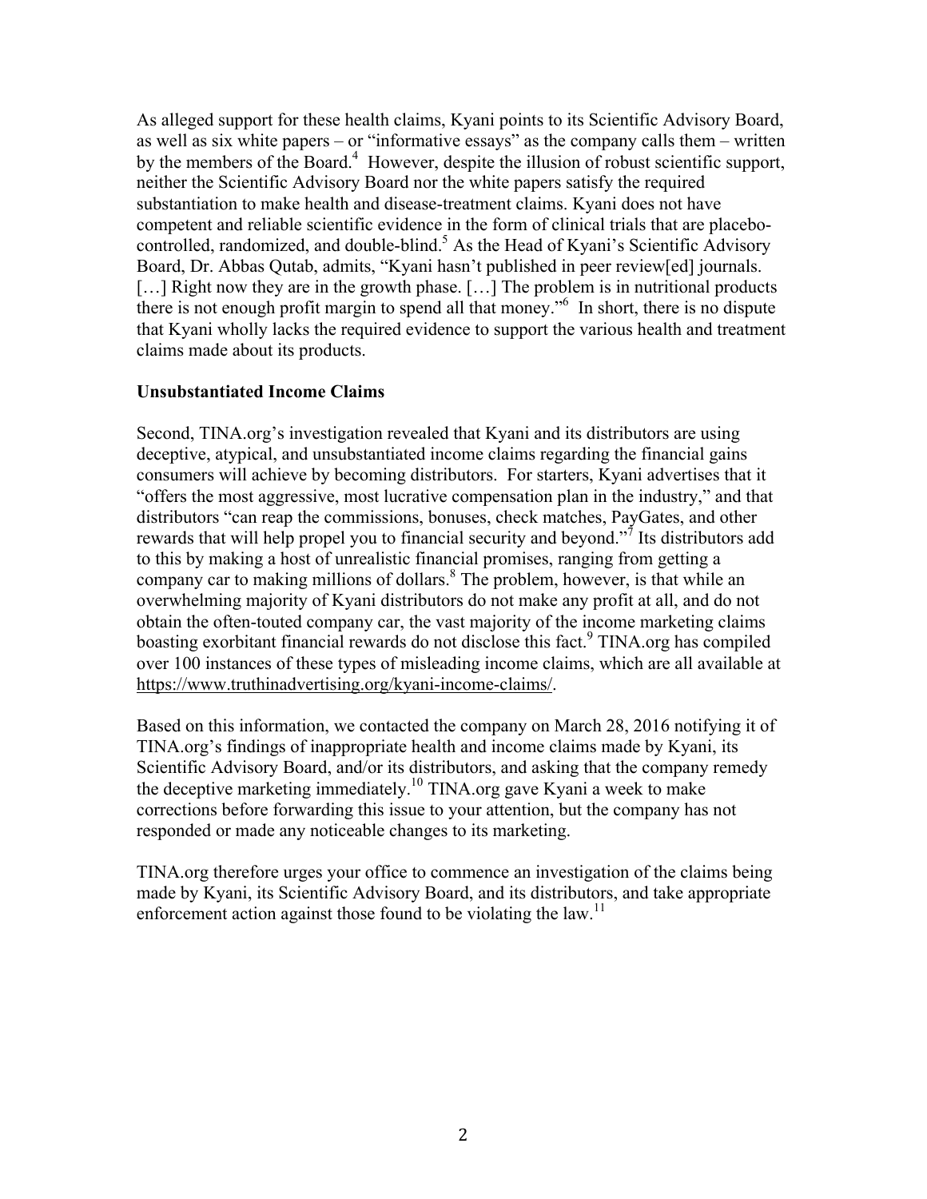As alleged support for these health claims, Kyani points to its Scientific Advisory Board, as well as six white papers – or "informative essays" as the company calls them – written by the members of the Board.[4] However, despite the illusion of robust scientific support, neither the Scientific Advisory Board nor the white papers satisfy the required substantiation to make health and disease-treatment claims. Kyani does not have competent and reliable scientific evidence in the form of clinical trials that are placebo-controlled, randomized, and double-blind.[5] As the Head of Kyani's Scientific Advisory Board, Dr. Abbas Qutab, admits, "Kyani hasn't published in peer review[ed] journals. […] Right now they are in the growth phase. […] The problem is in nutritional products there is not enough profit margin to spend all that money."[6] In short, there is no dispute that Kyani wholly lacks the required evidence to support the various health and treatment claims made about its products.

**Unsubstantiated Income Claims**

Second, TINA.org's investigation revealed that Kyani and its distributors are using deceptive, atypical, and unsubstantiated income claims regarding the financial gains consumers will achieve by becoming distributors. For starters, Kyani advertises that it "offers the most aggressive, most lucrative compensation plan in the industry," and that distributors "can reap the commissions, bonuses, check matches, PayGates, and other rewards that will help propel you to financial security and beyond."[7] Its distributors add to this by making a host of unrealistic financial promises, ranging from getting a company car to making millions of dollars.[8] The problem, however, is that while an overwhelming majority of Kyani distributors do not make any profit at all, and do not obtain the often-touted company car, the vast majority of the income marketing claims boasting exorbitant financial rewards do not disclose this fact.[9] TINA.org has compiled over 100 instances of these types of misleading income claims, which are all available at https://www.truthinadvertising.org/kyani-income-claims/.

Based on this information, we contacted the company on March 28, 2016 notifying it of TINA.org's findings of inappropriate health and income claims made by Kyani, its Scientific Advisory Board, and/or its distributors, and asking that the company remedy the deceptive marketing immediately.[10] TINA.org gave Kyani a week to make corrections before forwarding this issue to your attention, but the company has not responded or made any noticeable changes to its marketing.

TINA.org therefore urges your office to commence an investigation of the claims being made by Kyani, its Scientific Advisory Board, and its distributors, and take appropriate enforcement action against those found to be violating the law.[11]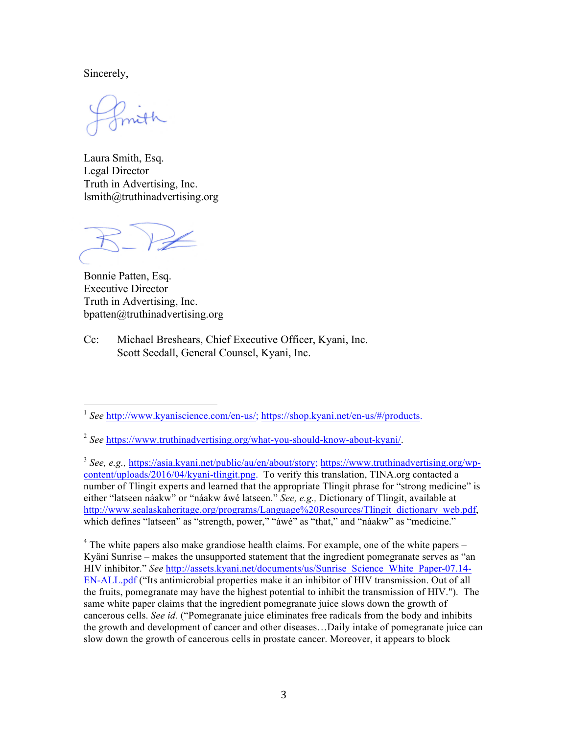Sincerely,

Laura Smith, Esq.
Legal Director
Truth in Advertising, Inc.
lsmith@truthinadvertising.org

Bonnie Patten, Esq.
Executive Director
Truth in Advertising, Inc.
bpatten@truthinadvertising.org

Cc: Michael Breshears, Chief Executive Officer, Kyani, Inc.
Scott Seedall, General Counsel, Kyani, Inc.

---

[1] *See* http://www.kyaniscience.com/en-us/; https://shop.kyani.net/en-us/#/products.

[2] *See* https://www.truthinadvertising.org/what-you-should-know-about-kyani/.

[3] *See, e.g.,* https://asia.kyani.net/public/au/en/about/story; https://www.truthinadvertising.org/wp-content/uploads/2016/04/kyani-tlingit.png. To verify this translation, TINA.org contacted a number of Tlingit experts and learned that the appropriate Tlingit phrase for "strong medicine" is either "latseen náakw" or "náakw áwé latseen." *See, e.g.,* Dictionary of Tlingit, available at http://www.sealaskaheritage.org/programs/Language%20Resources/Tlingit_dictionary_web.pdf, which defines "latseen" as "strength, power," "áwé" as "that," and "náakw" as "medicine."

[4] The white papers also make grandiose health claims. For example, one of the white papers – Kyäni Sunrise – makes the unsupported statement that the ingredient pomegranate serves as "an HIV inhibitor." *See* http://assets.kyani.net/documents/us/Sunrise_Science_White_Paper-07.14-EN-ALL.pdf ("Its antimicrobial properties make it an inhibitor of HIV transmission. Out of all the fruits, pomegranate may have the highest potential to inhibit the transmission of HIV."). The same white paper claims that the ingredient pomegranate juice slows down the growth of cancerous cells. *See id.* ("Pomegranate juice eliminates free radicals from the body and inhibits the growth and development of cancer and other diseases…Daily intake of pomegranate juice can slow down the growth of cancerous cells in prostate cancer. Moreover, it appears to block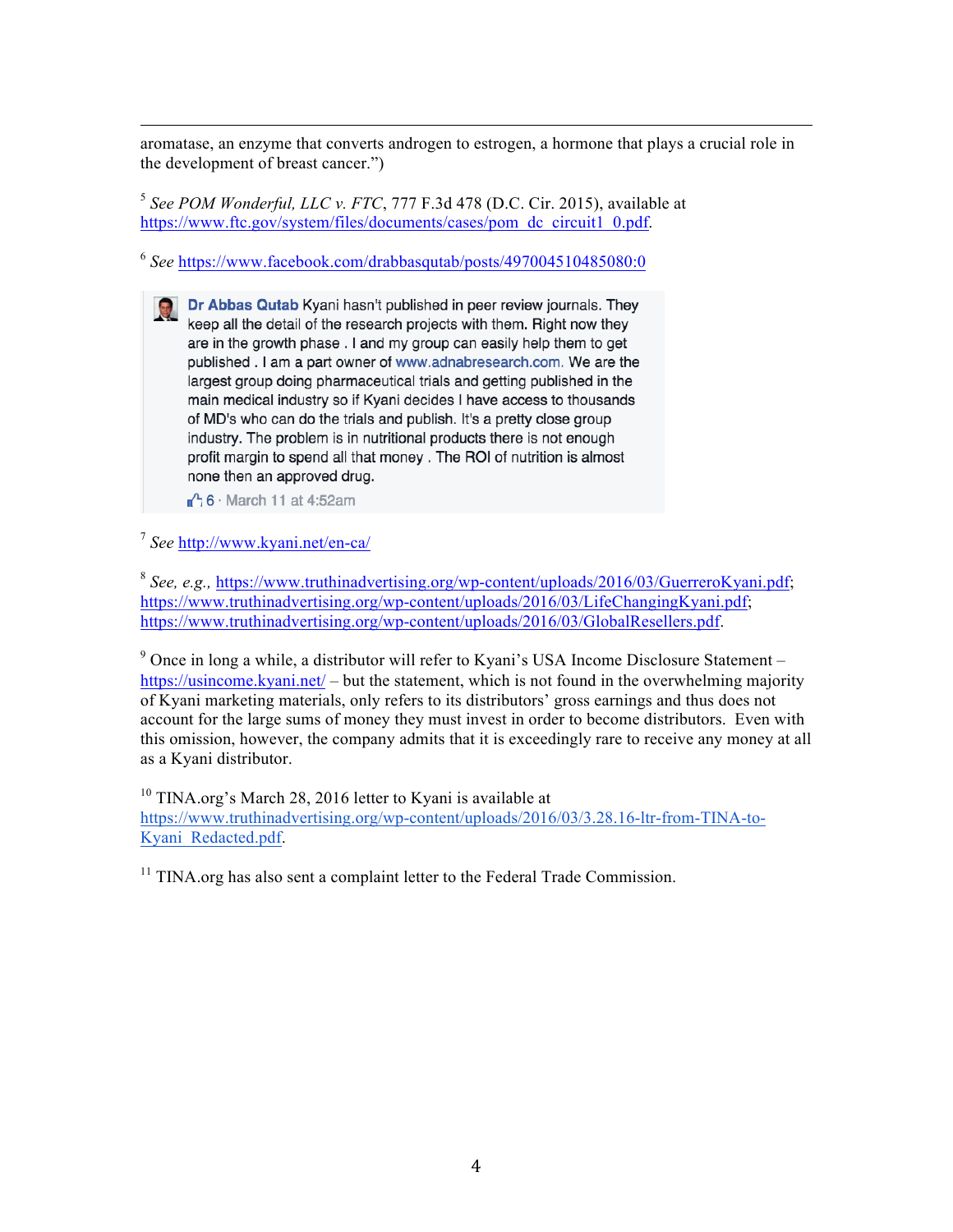aromatase, an enzyme that converts androgen to estrogen, a hormone that plays a crucial role in the development of breast cancer.")

[5] *See POM Wonderful, LLC v. FTC*, 777 F.3d 478 (D.C. Cir. 2015), available at https://www.ftc.gov/system/files/documents/cases/pom_dc_circuit1_0.pdf.

[6] *See* https://www.facebook.com/drabbasqutab/posts/497004510485080:0

**Dr Abbas Qutab** Kyani hasn't published in peer review journals. They keep all the detail of the research projects with them. Right now they are in the growth phase . I and my group can easily help them to get published . I am a part owner of www.adnabresearch.com. We are the largest group doing pharmaceutical trials and getting published in the main medical industry so if Kyani decides I have access to thousands of MD's who can do the trials and publish. It's a pretty close group industry. The problem is in nutritional products there is not enough profit margin to spend all that money . The ROI of nutrition is almost none then an approved drug.

6 · March 11 at 4:52am

[7] *See* http://www.kyani.net/en-ca/

[8] *See, e.g.,* https://www.truthinadvertising.org/wp-content/uploads/2016/03/GuerreroKyani.pdf; https://www.truthinadvertising.org/wp-content/uploads/2016/03/LifeChangingKyani.pdf; https://www.truthinadvertising.org/wp-content/uploads/2016/03/GlobalResellers.pdf.

[9] Once in long a while, a distributor will refer to Kyani's USA Income Disclosure Statement – https://usincome.kyani.net/ – but the statement, which is not found in the overwhelming majority of Kyani marketing materials, only refers to its distributors' gross earnings and thus does not account for the large sums of money they must invest in order to become distributors. Even with this omission, however, the company admits that it is exceedingly rare to receive any money at all as a Kyani distributor.

[10] TINA.org's March 28, 2016 letter to Kyani is available at https://www.truthinadvertising.org/wp-content/uploads/2016/03/3.28.16-ltr-from-TINA-to-Kyani_Redacted.pdf.

[11] TINA.org has also sent a complaint letter to the Federal Trade Commission.